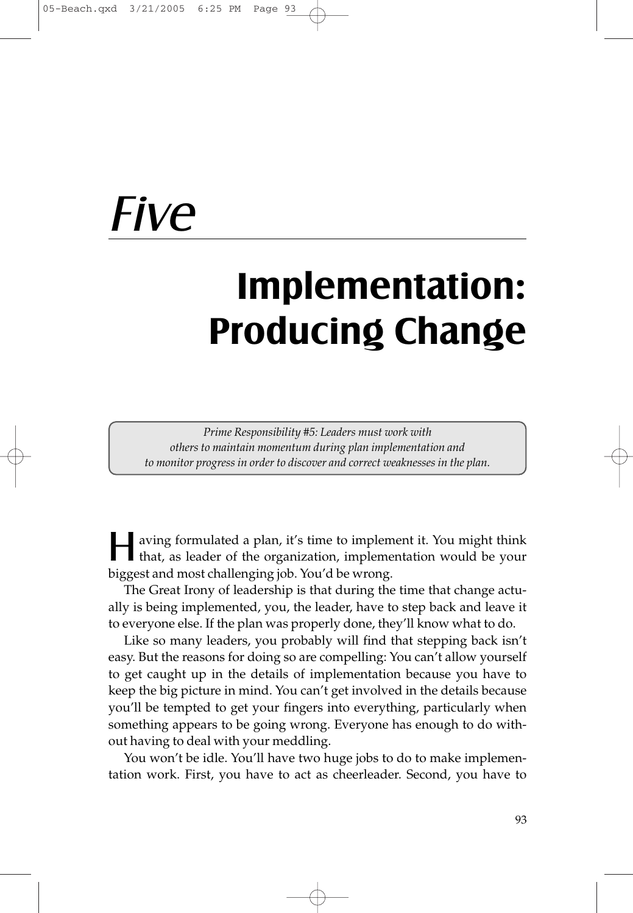# Five

# Implementation: Producing Change

*Prime Responsibility #5: Leaders must work with others to maintain momentum during plan implementation and to monitor progress in order to discover and correct weaknesses in the plan.*

Having formulated a plan, it's time to implement it. You might think that, as leader of the organization, implementation would be your biggest and most challenging job. You'd be wrong.

The Great Irony of leadership is that during the time that change actually is being implemented, you, the leader, have to step back and leave it to everyone else. If the plan was properly done, they'll know what to do.

Like so many leaders, you probably will find that stepping back isn't easy. But the reasons for doing so are compelling: You can't allow yourself to get caught up in the details of implementation because you have to keep the big picture in mind. You can't get involved in the details because you'll be tempted to get your fingers into everything, particularly when something appears to be going wrong. Everyone has enough to do without having to deal with your meddling.

You won't be idle. You'll have two huge jobs to do to make implementation work. First, you have to act as cheerleader. Second, you have to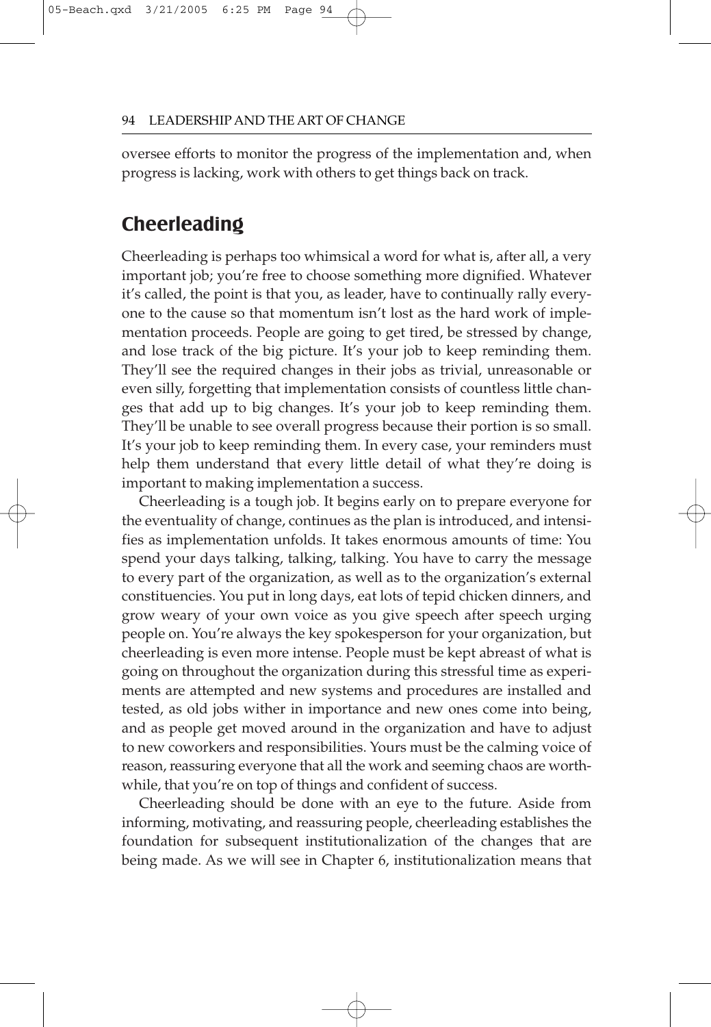oversee efforts to monitor the progress of the implementation and, when progress is lacking, work with others to get things back on track.

## Cheerleading

Cheerleading is perhaps too whimsical a word for what is, after all, a very important job; you're free to choose something more dignified. Whatever it's called, the point is that you, as leader, have to continually rally everyone to the cause so that momentum isn't lost as the hard work of implementation proceeds. People are going to get tired, be stressed by change, and lose track of the big picture. It's your job to keep reminding them. They'll see the required changes in their jobs as trivial, unreasonable or even silly, forgetting that implementation consists of countless little changes that add up to big changes. It's your job to keep reminding them. They'll be unable to see overall progress because their portion is so small. It's your job to keep reminding them. In every case, your reminders must help them understand that every little detail of what they're doing is important to making implementation a success.

Cheerleading is a tough job. It begins early on to prepare everyone for the eventuality of change, continues as the plan is introduced, and intensifies as implementation unfolds. It takes enormous amounts of time: You spend your days talking, talking, talking. You have to carry the message to every part of the organization, as well as to the organization's external constituencies. You put in long days, eat lots of tepid chicken dinners, and grow weary of your own voice as you give speech after speech urging people on. You're always the key spokesperson for your organization, but cheerleading is even more intense. People must be kept abreast of what is going on throughout the organization during this stressful time as experiments are attempted and new systems and procedures are installed and tested, as old jobs wither in importance and new ones come into being, and as people get moved around in the organization and have to adjust to new coworkers and responsibilities. Yours must be the calming voice of reason, reassuring everyone that all the work and seeming chaos are worthwhile, that you're on top of things and confident of success.

Cheerleading should be done with an eye to the future. Aside from informing, motivating, and reassuring people, cheerleading establishes the foundation for subsequent institutionalization of the changes that are being made. As we will see in Chapter 6, institutionalization means that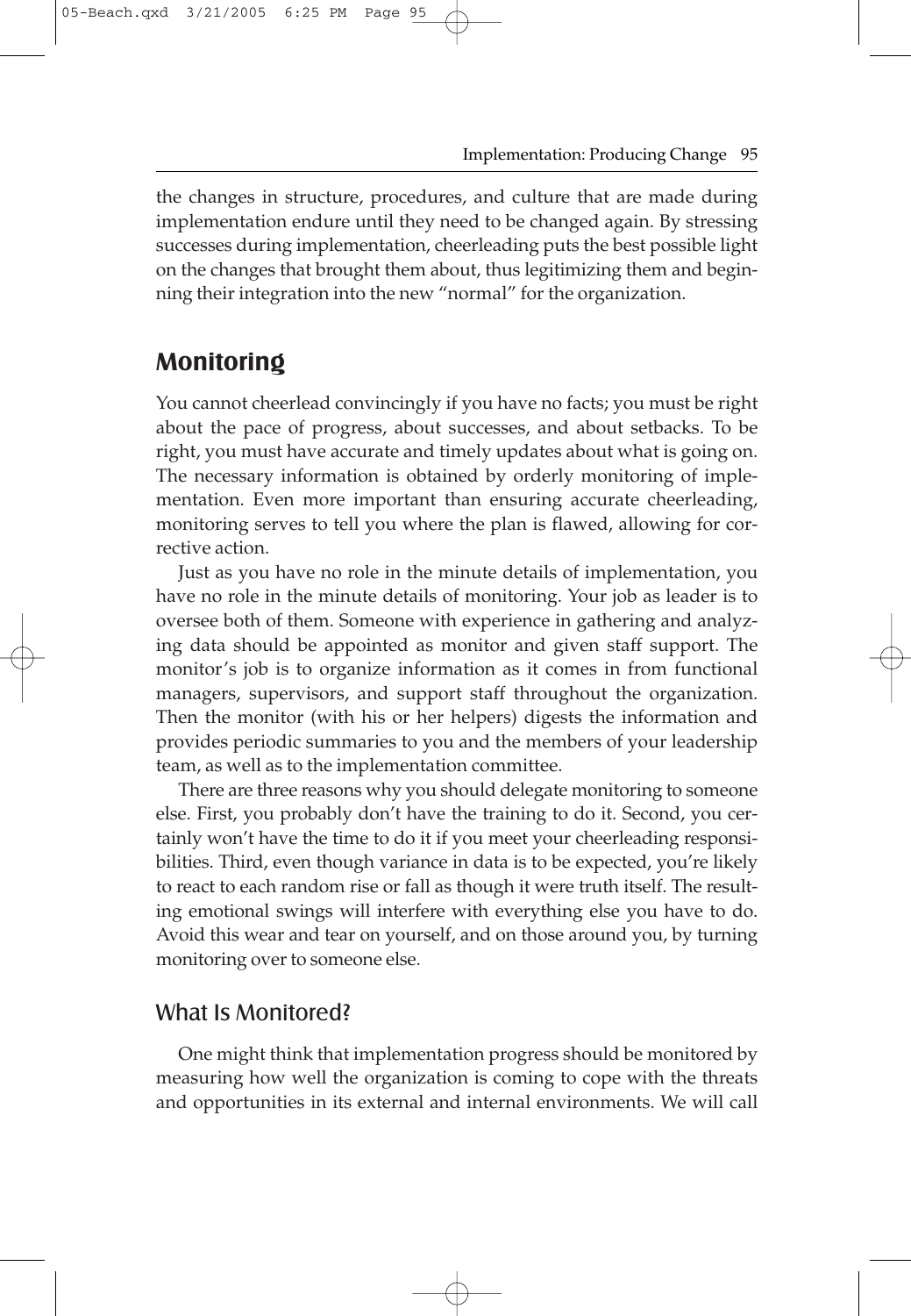the changes in structure, procedures, and culture that are made during implementation endure until they need to be changed again. By stressing successes during implementation, cheerleading puts the best possible light on the changes that brought them about, thus legitimizing them and beginning their integration into the new "normal" for the organization.

## Monitoring

You cannot cheerlead convincingly if you have no facts; you must be right about the pace of progress, about successes, and about setbacks. To be right, you must have accurate and timely updates about what is going on. The necessary information is obtained by orderly monitoring of implementation. Even more important than ensuring accurate cheerleading, monitoring serves to tell you where the plan is flawed, allowing for corrective action.

Just as you have no role in the minute details of implementation, you have no role in the minute details of monitoring. Your job as leader is to oversee both of them. Someone with experience in gathering and analyzing data should be appointed as monitor and given staff support. The monitor's job is to organize information as it comes in from functional managers, supervisors, and support staff throughout the organization. Then the monitor (with his or her helpers) digests the information and provides periodic summaries to you and the members of your leadership team, as well as to the implementation committee.

There are three reasons why you should delegate monitoring to someone else. First, you probably don't have the training to do it. Second, you certainly won't have the time to do it if you meet your cheerleading responsibilities. Third, even though variance in data is to be expected, you're likely to react to each random rise or fall as though it were truth itself. The resulting emotional swings will interfere with everything else you have to do. Avoid this wear and tear on yourself, and on those around you, by turning monitoring over to someone else.

### What Is Monitored?

One might think that implementation progress should be monitored by measuring how well the organization is coming to cope with the threats and opportunities in its external and internal environments. We will call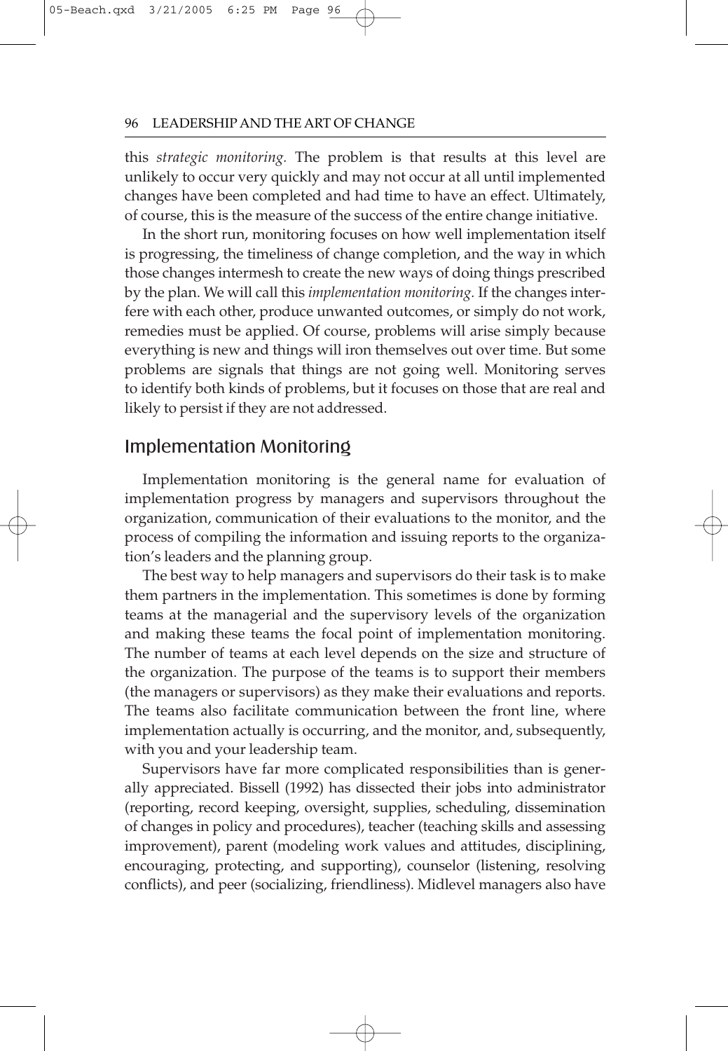this *strategic monitoring.* The problem is that results at this level are unlikely to occur very quickly and may not occur at all until implemented changes have been completed and had time to have an effect. Ultimately, of course, this is the measure of the success of the entire change initiative.

In the short run, monitoring focuses on how well implementation itself is progressing, the timeliness of change completion, and the way in which those changes intermesh to create the new ways of doing things prescribed by the plan. We will call this *implementation monitoring.* If the changes interfere with each other, produce unwanted outcomes, or simply do not work, remedies must be applied. Of course, problems will arise simply because everything is new and things will iron themselves out over time. But some problems are signals that things are not going well. Monitoring serves to identify both kinds of problems, but it focuses on those that are real and likely to persist if they are not addressed.

## Implementation Monitoring

Implementation monitoring is the general name for evaluation of implementation progress by managers and supervisors throughout the organization, communication of their evaluations to the monitor, and the process of compiling the information and issuing reports to the organization's leaders and the planning group.

The best way to help managers and supervisors do their task is to make them partners in the implementation. This sometimes is done by forming teams at the managerial and the supervisory levels of the organization and making these teams the focal point of implementation monitoring. The number of teams at each level depends on the size and structure of the organization. The purpose of the teams is to support their members (the managers or supervisors) as they make their evaluations and reports. The teams also facilitate communication between the front line, where implementation actually is occurring, and the monitor, and, subsequently, with you and your leadership team.

Supervisors have far more complicated responsibilities than is generally appreciated. Bissell (1992) has dissected their jobs into administrator (reporting, record keeping, oversight, supplies, scheduling, dissemination of changes in policy and procedures), teacher (teaching skills and assessing improvement), parent (modeling work values and attitudes, disciplining, encouraging, protecting, and supporting), counselor (listening, resolving conflicts), and peer (socializing, friendliness). Midlevel managers also have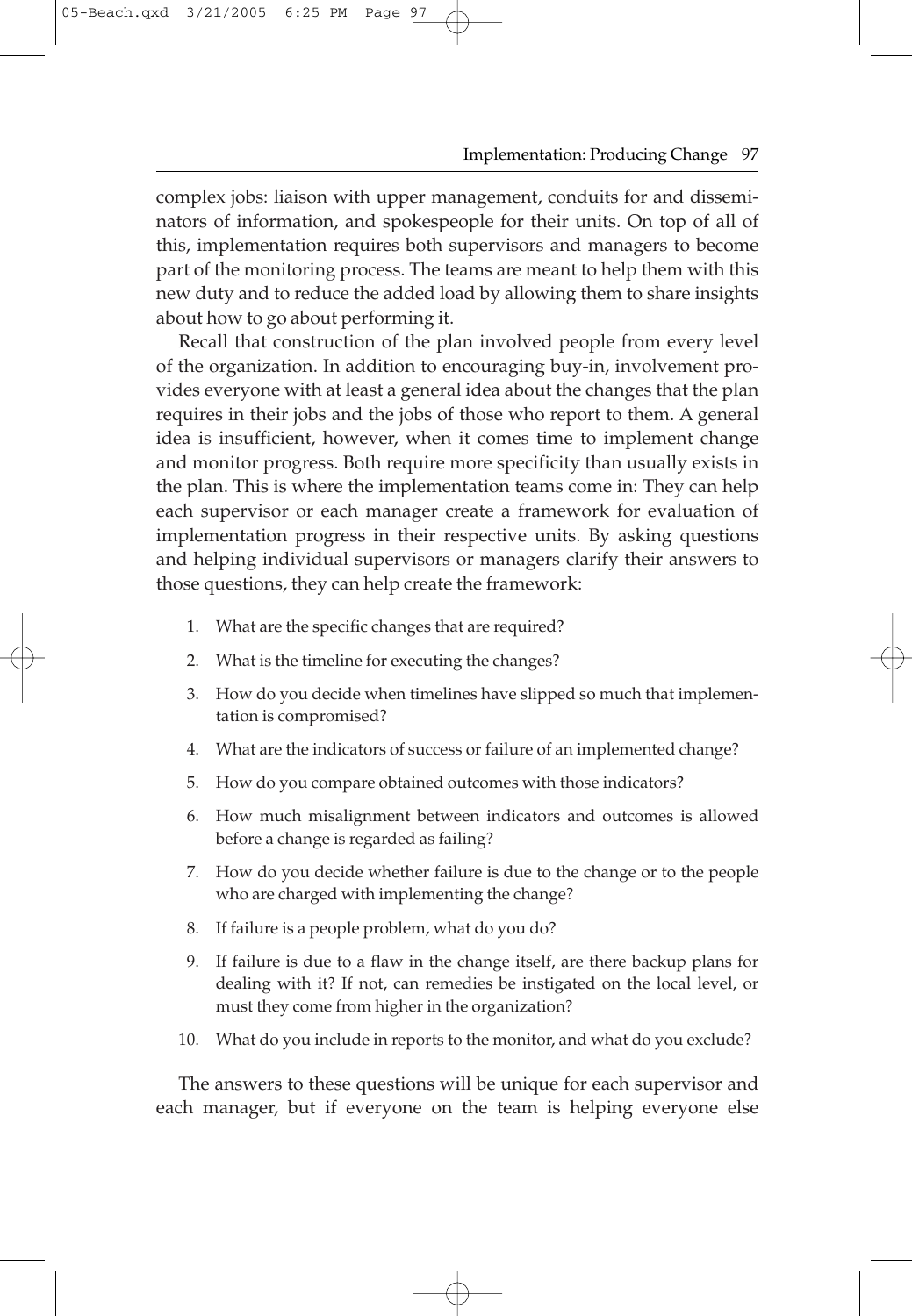complex jobs: liaison with upper management, conduits for and disseminators of information, and spokespeople for their units. On top of all of this, implementation requires both supervisors and managers to become part of the monitoring process. The teams are meant to help them with this new duty and to reduce the added load by allowing them to share insights about how to go about performing it.

Recall that construction of the plan involved people from every level of the organization. In addition to encouraging buy-in, involvement provides everyone with at least a general idea about the changes that the plan requires in their jobs and the jobs of those who report to them. A general idea is insufficient, however, when it comes time to implement change and monitor progress. Both require more specificity than usually exists in the plan. This is where the implementation teams come in: They can help each supervisor or each manager create a framework for evaluation of implementation progress in their respective units. By asking questions and helping individual supervisors or managers clarify their answers to those questions, they can help create the framework:

1. What are the specific changes that are required?
2. What is the timeline for executing the changes?
3. How do you decide when timelines have slipped so much that implementation is compromised?
4. What are the indicators of success or failure of an implemented change?
5. How do you compare obtained outcomes with those indicators?
6. How much misalignment between indicators and outcomes is allowed before a change is regarded as failing?
7. How do you decide whether failure is due to the change or to the people who are charged with implementing the change?
8. If failure is a people problem, what do you do?
9. If failure is due to a flaw in the change itself, are there backup plans for dealing with it? If not, can remedies be instigated on the local level, or must they come from higher in the organization?
10. What do you include in reports to the monitor, and what do you exclude?

The answers to these questions will be unique for each supervisor and each manager, but if everyone on the team is helping everyone else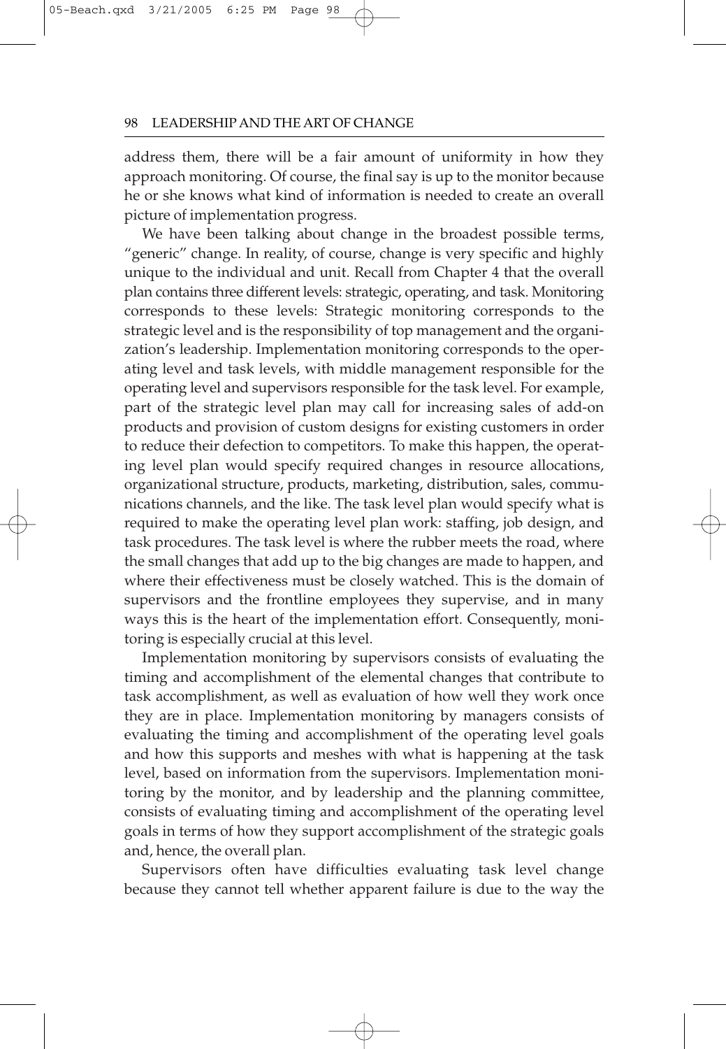address them, there will be a fair amount of uniformity in how they approach monitoring. Of course, the final say is up to the monitor because he or she knows what kind of information is needed to create an overall picture of implementation progress.

We have been talking about change in the broadest possible terms, "generic" change. In reality, of course, change is very specific and highly unique to the individual and unit. Recall from Chapter 4 that the overall plan contains three different levels: strategic, operating, and task. Monitoring corresponds to these levels: Strategic monitoring corresponds to the strategic level and is the responsibility of top management and the organization's leadership. Implementation monitoring corresponds to the operating level and task levels, with middle management responsible for the operating level and supervisors responsible for the task level. For example, part of the strategic level plan may call for increasing sales of add-on products and provision of custom designs for existing customers in order to reduce their defection to competitors. To make this happen, the operating level plan would specify required changes in resource allocations, organizational structure, products, marketing, distribution, sales, communications channels, and the like. The task level plan would specify what is required to make the operating level plan work: staffing, job design, and task procedures. The task level is where the rubber meets the road, where the small changes that add up to the big changes are made to happen, and where their effectiveness must be closely watched. This is the domain of supervisors and the frontline employees they supervise, and in many ways this is the heart of the implementation effort. Consequently, monitoring is especially crucial at this level.

Implementation monitoring by supervisors consists of evaluating the timing and accomplishment of the elemental changes that contribute to task accomplishment, as well as evaluation of how well they work once they are in place. Implementation monitoring by managers consists of evaluating the timing and accomplishment of the operating level goals and how this supports and meshes with what is happening at the task level, based on information from the supervisors. Implementation monitoring by the monitor, and by leadership and the planning committee, consists of evaluating timing and accomplishment of the operating level goals in terms of how they support accomplishment of the strategic goals and, hence, the overall plan.

Supervisors often have difficulties evaluating task level change because they cannot tell whether apparent failure is due to the way the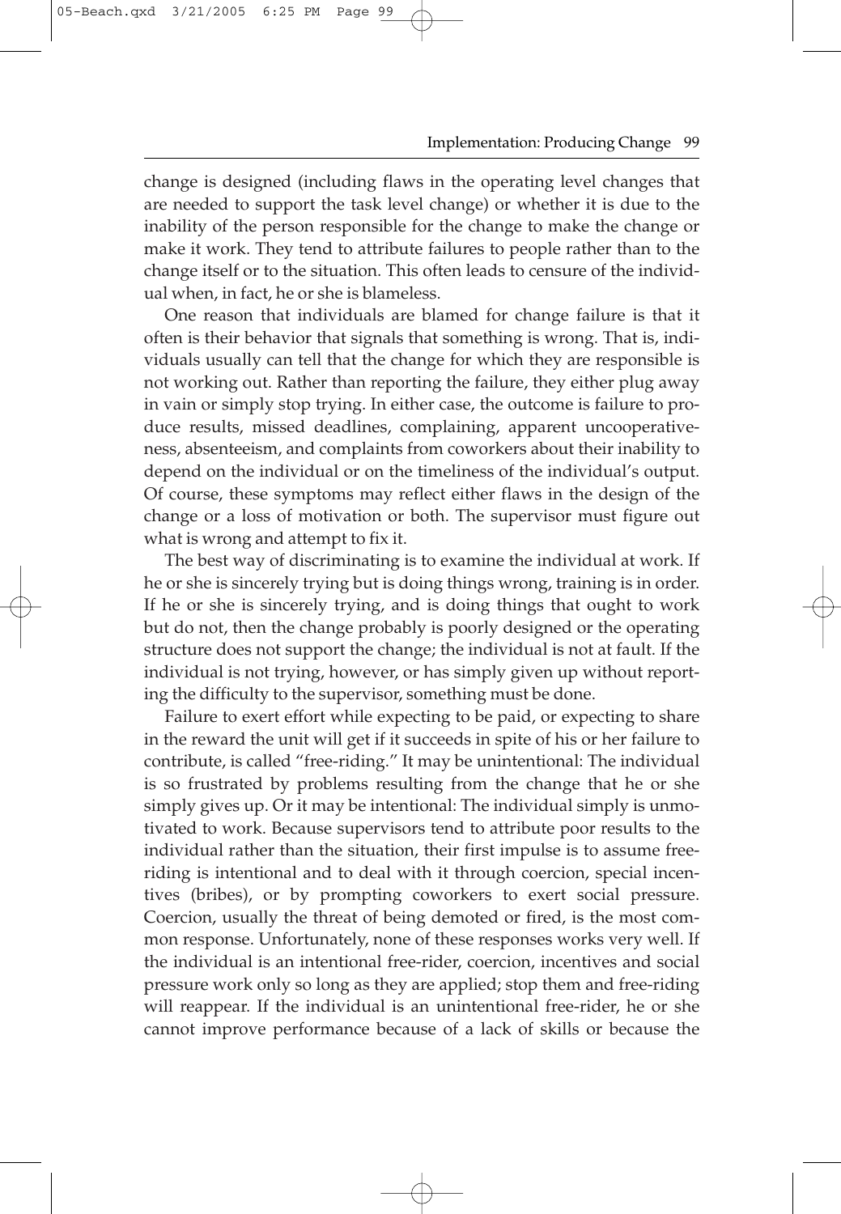change is designed (including flaws in the operating level changes that are needed to support the task level change) or whether it is due to the inability of the person responsible for the change to make the change or make it work. They tend to attribute failures to people rather than to the change itself or to the situation. This often leads to censure of the individual when, in fact, he or she is blameless.

One reason that individuals are blamed for change failure is that it often is their behavior that signals that something is wrong. That is, individuals usually can tell that the change for which they are responsible is not working out. Rather than reporting the failure, they either plug away in vain or simply stop trying. In either case, the outcome is failure to produce results, missed deadlines, complaining, apparent uncooperativeness, absenteeism, and complaints from coworkers about their inability to depend on the individual or on the timeliness of the individual's output. Of course, these symptoms may reflect either flaws in the design of the change or a loss of motivation or both. The supervisor must figure out what is wrong and attempt to fix it.

The best way of discriminating is to examine the individual at work. If he or she is sincerely trying but is doing things wrong, training is in order. If he or she is sincerely trying, and is doing things that ought to work but do not, then the change probably is poorly designed or the operating structure does not support the change; the individual is not at fault. If the individual is not trying, however, or has simply given up without reporting the difficulty to the supervisor, something must be done.

Failure to exert effort while expecting to be paid, or expecting to share in the reward the unit will get if it succeeds in spite of his or her failure to contribute, is called "free-riding." It may be unintentional: The individual is so frustrated by problems resulting from the change that he or she simply gives up. Or it may be intentional: The individual simply is unmotivated to work. Because supervisors tend to attribute poor results to the individual rather than the situation, their first impulse is to assume free-riding is intentional and to deal with it through coercion, special incentives (bribes), or by prompting coworkers to exert social pressure. Coercion, usually the threat of being demoted or fired, is the most common response. Unfortunately, none of these responses works very well. If the individual is an intentional free-rider, coercion, incentives and social pressure work only so long as they are applied; stop them and free-riding will reappear. If the individual is an unintentional free-rider, he or she cannot improve performance because of a lack of skills or because the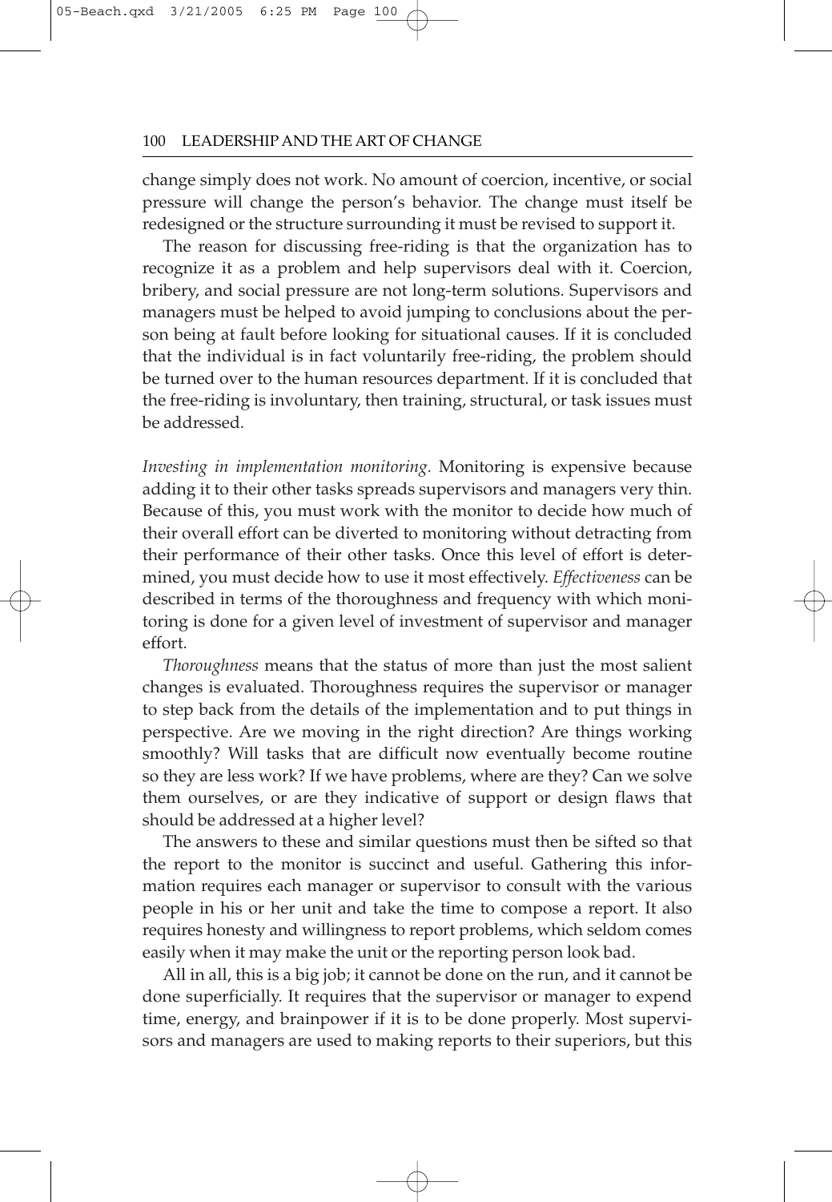change simply does not work. No amount of coercion, incentive, or social pressure will change the person's behavior. The change must itself be redesigned or the structure surrounding it must be revised to support it.

The reason for discussing free-riding is that the organization has to recognize it as a problem and help supervisors deal with it. Coercion, bribery, and social pressure are not long-term solutions. Supervisors and managers must be helped to avoid jumping to conclusions about the person being at fault before looking for situational causes. If it is concluded that the individual is in fact voluntarily free-riding, the problem should be turned over to the human resources department. If it is concluded that the free-riding is involuntary, then training, structural, or task issues must be addressed.

*Investing in implementation monitoring.* Monitoring is expensive because adding it to their other tasks spreads supervisors and managers very thin. Because of this, you must work with the monitor to decide how much of their overall effort can be diverted to monitoring without detracting from their performance of their other tasks. Once this level of effort is determined, you must decide how to use it most effectively. *Effectiveness* can be described in terms of the thoroughness and frequency with which monitoring is done for a given level of investment of supervisor and manager effort.

*Thoroughness* means that the status of more than just the most salient changes is evaluated. Thoroughness requires the supervisor or manager to step back from the details of the implementation and to put things in perspective. Are we moving in the right direction? Are things working smoothly? Will tasks that are difficult now eventually become routine so they are less work? If we have problems, where are they? Can we solve them ourselves, or are they indicative of support or design flaws that should be addressed at a higher level?

The answers to these and similar questions must then be sifted so that the report to the monitor is succinct and useful. Gathering this information requires each manager or supervisor to consult with the various people in his or her unit and take the time to compose a report. It also requires honesty and willingness to report problems, which seldom comes easily when it may make the unit or the reporting person look bad.

All in all, this is a big job; it cannot be done on the run, and it cannot be done superficially. It requires that the supervisor or manager to expend time, energy, and brainpower if it is to be done properly. Most supervisors and managers are used to making reports to their superiors, but this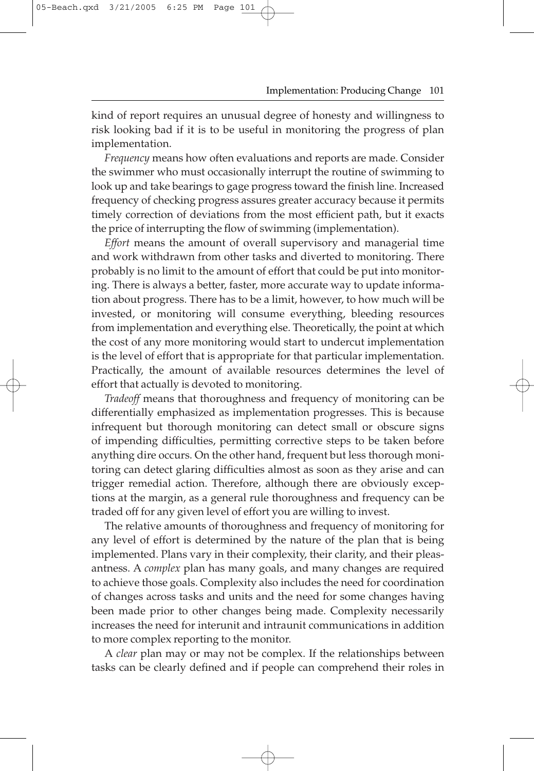kind of report requires an unusual degree of honesty and willingness to risk looking bad if it is to be useful in monitoring the progress of plan implementation.

*Frequency* means how often evaluations and reports are made. Consider the swimmer who must occasionally interrupt the routine of swimming to look up and take bearings to gage progress toward the finish line. Increased frequency of checking progress assures greater accuracy because it permits timely correction of deviations from the most efficient path, but it exacts the price of interrupting the flow of swimming (implementation).

*Effort* means the amount of overall supervisory and managerial time and work withdrawn from other tasks and diverted to monitoring. There probably is no limit to the amount of effort that could be put into monitoring. There is always a better, faster, more accurate way to update information about progress. There has to be a limit, however, to how much will be invested, or monitoring will consume everything, bleeding resources from implementation and everything else. Theoretically, the point at which the cost of any more monitoring would start to undercut implementation is the level of effort that is appropriate for that particular implementation. Practically, the amount of available resources determines the level of effort that actually is devoted to monitoring.

*Tradeoff* means that thoroughness and frequency of monitoring can be differentially emphasized as implementation progresses. This is because infrequent but thorough monitoring can detect small or obscure signs of impending difficulties, permitting corrective steps to be taken before anything dire occurs. On the other hand, frequent but less thorough monitoring can detect glaring difficulties almost as soon as they arise and can trigger remedial action. Therefore, although there are obviously exceptions at the margin, as a general rule thoroughness and frequency can be traded off for any given level of effort you are willing to invest.

The relative amounts of thoroughness and frequency of monitoring for any level of effort is determined by the nature of the plan that is being implemented. Plans vary in their complexity, their clarity, and their pleasantness. A *complex* plan has many goals, and many changes are required to achieve those goals. Complexity also includes the need for coordination of changes across tasks and units and the need for some changes having been made prior to other changes being made. Complexity necessarily increases the need for interunit and intraunit communications in addition to more complex reporting to the monitor.

A *clear* plan may or may not be complex. If the relationships between tasks can be clearly defined and if people can comprehend their roles in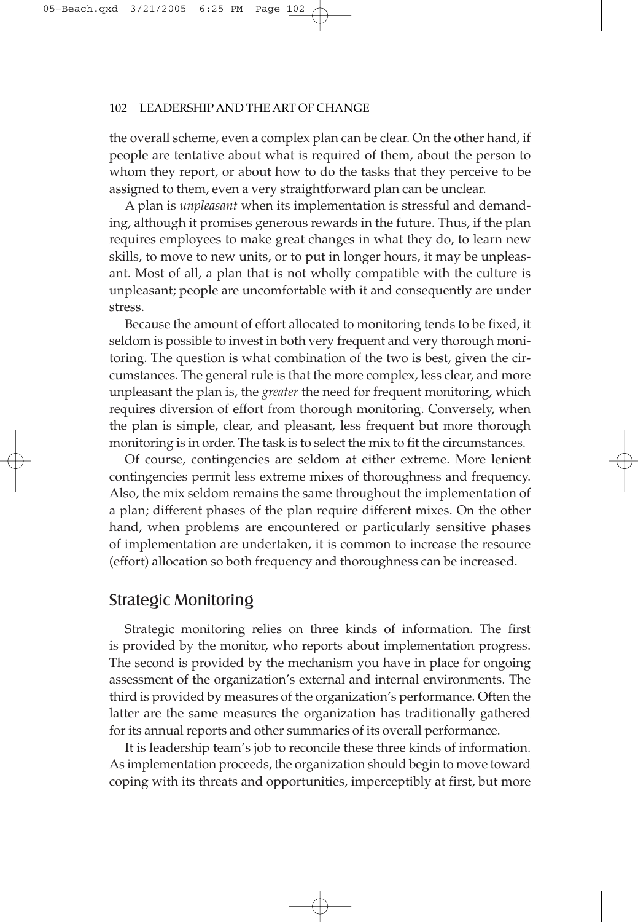the overall scheme, even a complex plan can be clear. On the other hand, if people are tentative about what is required of them, about the person to whom they report, or about how to do the tasks that they perceive to be assigned to them, even a very straightforward plan can be unclear.

A plan is *unpleasant* when its implementation is stressful and demanding, although it promises generous rewards in the future. Thus, if the plan requires employees to make great changes in what they do, to learn new skills, to move to new units, or to put in longer hours, it may be unpleasant. Most of all, a plan that is not wholly compatible with the culture is unpleasant; people are uncomfortable with it and consequently are under stress.

Because the amount of effort allocated to monitoring tends to be fixed, it seldom is possible to invest in both very frequent and very thorough monitoring. The question is what combination of the two is best, given the circumstances. The general rule is that the more complex, less clear, and more unpleasant the plan is, the *greater* the need for frequent monitoring, which requires diversion of effort from thorough monitoring. Conversely, when the plan is simple, clear, and pleasant, less frequent but more thorough monitoring is in order. The task is to select the mix to fit the circumstances.

Of course, contingencies are seldom at either extreme. More lenient contingencies permit less extreme mixes of thoroughness and frequency. Also, the mix seldom remains the same throughout the implementation of a plan; different phases of the plan require different mixes. On the other hand, when problems are encountered or particularly sensitive phases of implementation are undertaken, it is common to increase the resource (effort) allocation so both frequency and thoroughness can be increased.

## Strategic Monitoring

Strategic monitoring relies on three kinds of information. The first is provided by the monitor, who reports about implementation progress. The second is provided by the mechanism you have in place for ongoing assessment of the organization's external and internal environments. The third is provided by measures of the organization's performance. Often the latter are the same measures the organization has traditionally gathered for its annual reports and other summaries of its overall performance.

It is leadership team's job to reconcile these three kinds of information. As implementation proceeds, the organization should begin to move toward coping with its threats and opportunities, imperceptibly at first, but more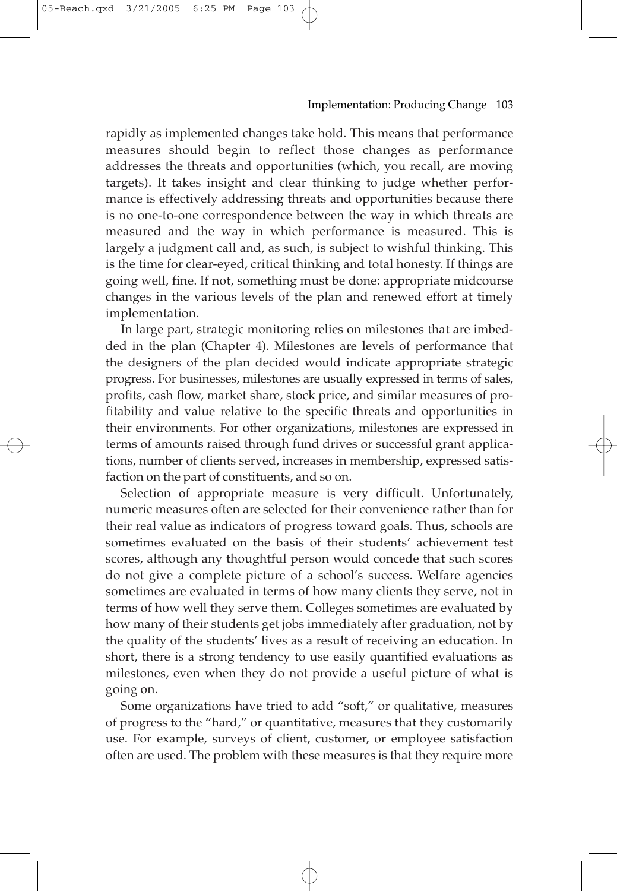rapidly as implemented changes take hold. This means that performance measures should begin to reflect those changes as performance addresses the threats and opportunities (which, you recall, are moving targets). It takes insight and clear thinking to judge whether performance is effectively addressing threats and opportunities because there is no one-to-one correspondence between the way in which threats are measured and the way in which performance is measured. This is largely a judgment call and, as such, is subject to wishful thinking. This is the time for clear-eyed, critical thinking and total honesty. If things are going well, fine. If not, something must be done: appropriate midcourse changes in the various levels of the plan and renewed effort at timely implementation.

In large part, strategic monitoring relies on milestones that are imbedded in the plan (Chapter 4). Milestones are levels of performance that the designers of the plan decided would indicate appropriate strategic progress. For businesses, milestones are usually expressed in terms of sales, profits, cash flow, market share, stock price, and similar measures of profitability and value relative to the specific threats and opportunities in their environments. For other organizations, milestones are expressed in terms of amounts raised through fund drives or successful grant applications, number of clients served, increases in membership, expressed satisfaction on the part of constituents, and so on.

Selection of appropriate measure is very difficult. Unfortunately, numeric measures often are selected for their convenience rather than for their real value as indicators of progress toward goals. Thus, schools are sometimes evaluated on the basis of their students' achievement test scores, although any thoughtful person would concede that such scores do not give a complete picture of a school's success. Welfare agencies sometimes are evaluated in terms of how many clients they serve, not in terms of how well they serve them. Colleges sometimes are evaluated by how many of their students get jobs immediately after graduation, not by the quality of the students' lives as a result of receiving an education. In short, there is a strong tendency to use easily quantified evaluations as milestones, even when they do not provide a useful picture of what is going on.

Some organizations have tried to add "soft," or qualitative, measures of progress to the "hard," or quantitative, measures that they customarily use. For example, surveys of client, customer, or employee satisfaction often are used. The problem with these measures is that they require more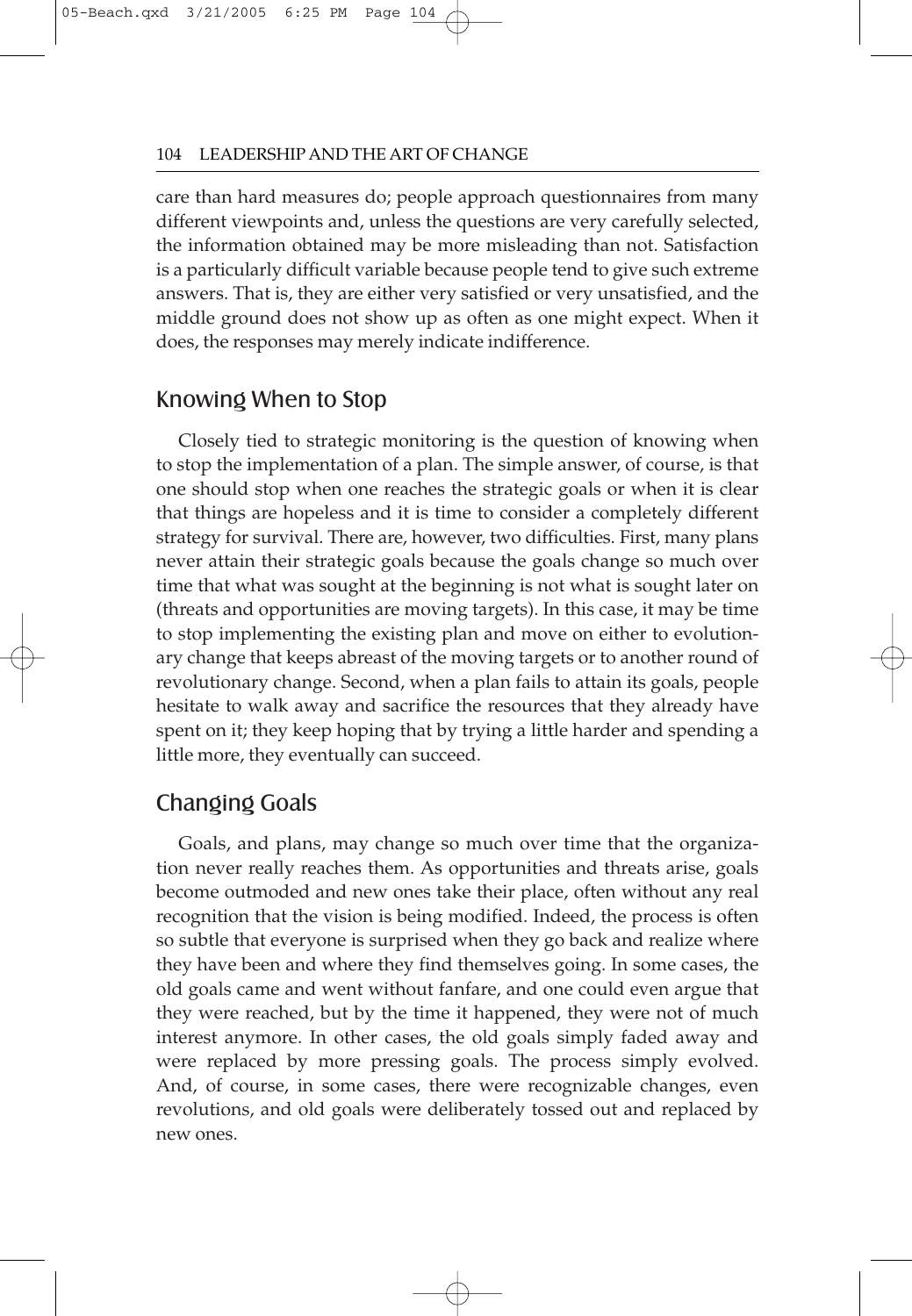care than hard measures do; people approach questionnaires from many different viewpoints and, unless the questions are very carefully selected, the information obtained may be more misleading than not. Satisfaction is a particularly difficult variable because people tend to give such extreme answers. That is, they are either very satisfied or very unsatisfied, and the middle ground does not show up as often as one might expect. When it does, the responses may merely indicate indifference.

## Knowing When to Stop

Closely tied to strategic monitoring is the question of knowing when to stop the implementation of a plan. The simple answer, of course, is that one should stop when one reaches the strategic goals or when it is clear that things are hopeless and it is time to consider a completely different strategy for survival. There are, however, two difficulties. First, many plans never attain their strategic goals because the goals change so much over time that what was sought at the beginning is not what is sought later on (threats and opportunities are moving targets). In this case, it may be time to stop implementing the existing plan and move on either to evolutionary change that keeps abreast of the moving targets or to another round of revolutionary change. Second, when a plan fails to attain its goals, people hesitate to walk away and sacrifice the resources that they already have spent on it; they keep hoping that by trying a little harder and spending a little more, they eventually can succeed.

## Changing Goals

Goals, and plans, may change so much over time that the organization never really reaches them. As opportunities and threats arise, goals become outmoded and new ones take their place, often without any real recognition that the vision is being modified. Indeed, the process is often so subtle that everyone is surprised when they go back and realize where they have been and where they find themselves going. In some cases, the old goals came and went without fanfare, and one could even argue that they were reached, but by the time it happened, they were not of much interest anymore. In other cases, the old goals simply faded away and were replaced by more pressing goals. The process simply evolved. And, of course, in some cases, there were recognizable changes, even revolutions, and old goals were deliberately tossed out and replaced by new ones.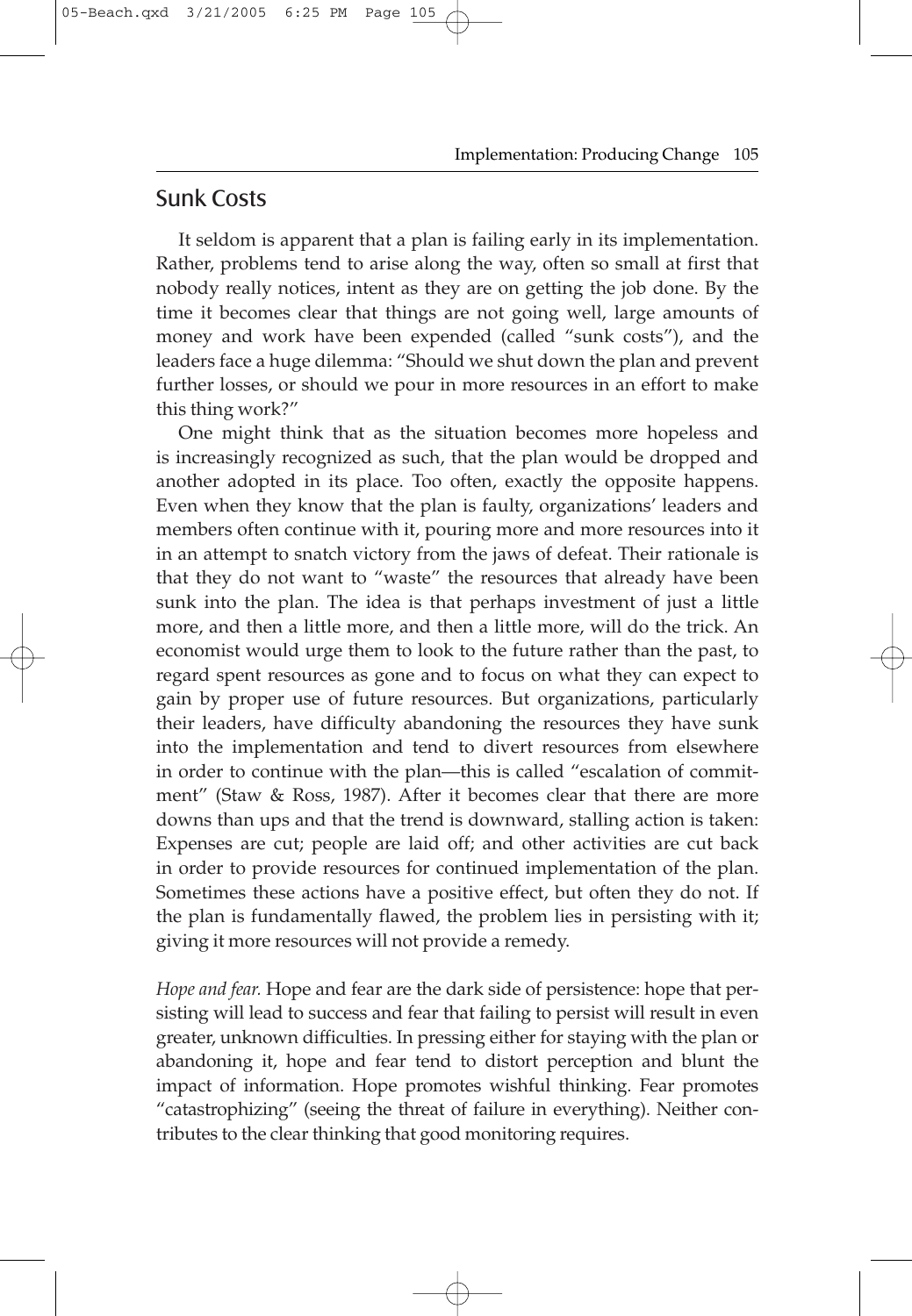## Sunk Costs

It seldom is apparent that a plan is failing early in its implementation. Rather, problems tend to arise along the way, often so small at first that nobody really notices, intent as they are on getting the job done. By the time it becomes clear that things are not going well, large amounts of money and work have been expended (called "sunk costs"), and the leaders face a huge dilemma: "Should we shut down the plan and prevent further losses, or should we pour in more resources in an effort to make this thing work?"

One might think that as the situation becomes more hopeless and is increasingly recognized as such, that the plan would be dropped and another adopted in its place. Too often, exactly the opposite happens. Even when they know that the plan is faulty, organizations' leaders and members often continue with it, pouring more and more resources into it in an attempt to snatch victory from the jaws of defeat. Their rationale is that they do not want to "waste" the resources that already have been sunk into the plan. The idea is that perhaps investment of just a little more, and then a little more, and then a little more, will do the trick. An economist would urge them to look to the future rather than the past, to regard spent resources as gone and to focus on what they can expect to gain by proper use of future resources. But organizations, particularly their leaders, have difficulty abandoning the resources they have sunk into the implementation and tend to divert resources from elsewhere in order to continue with the plan—this is called "escalation of commitment" (Staw & Ross, 1987). After it becomes clear that there are more downs than ups and that the trend is downward, stalling action is taken: Expenses are cut; people are laid off; and other activities are cut back in order to provide resources for continued implementation of the plan. Sometimes these actions have a positive effect, but often they do not. If the plan is fundamentally flawed, the problem lies in persisting with it; giving it more resources will not provide a remedy.

*Hope and fear.* Hope and fear are the dark side of persistence: hope that persisting will lead to success and fear that failing to persist will result in even greater, unknown difficulties. In pressing either for staying with the plan or abandoning it, hope and fear tend to distort perception and blunt the impact of information. Hope promotes wishful thinking. Fear promotes "catastrophizing" (seeing the threat of failure in everything). Neither contributes to the clear thinking that good monitoring requires.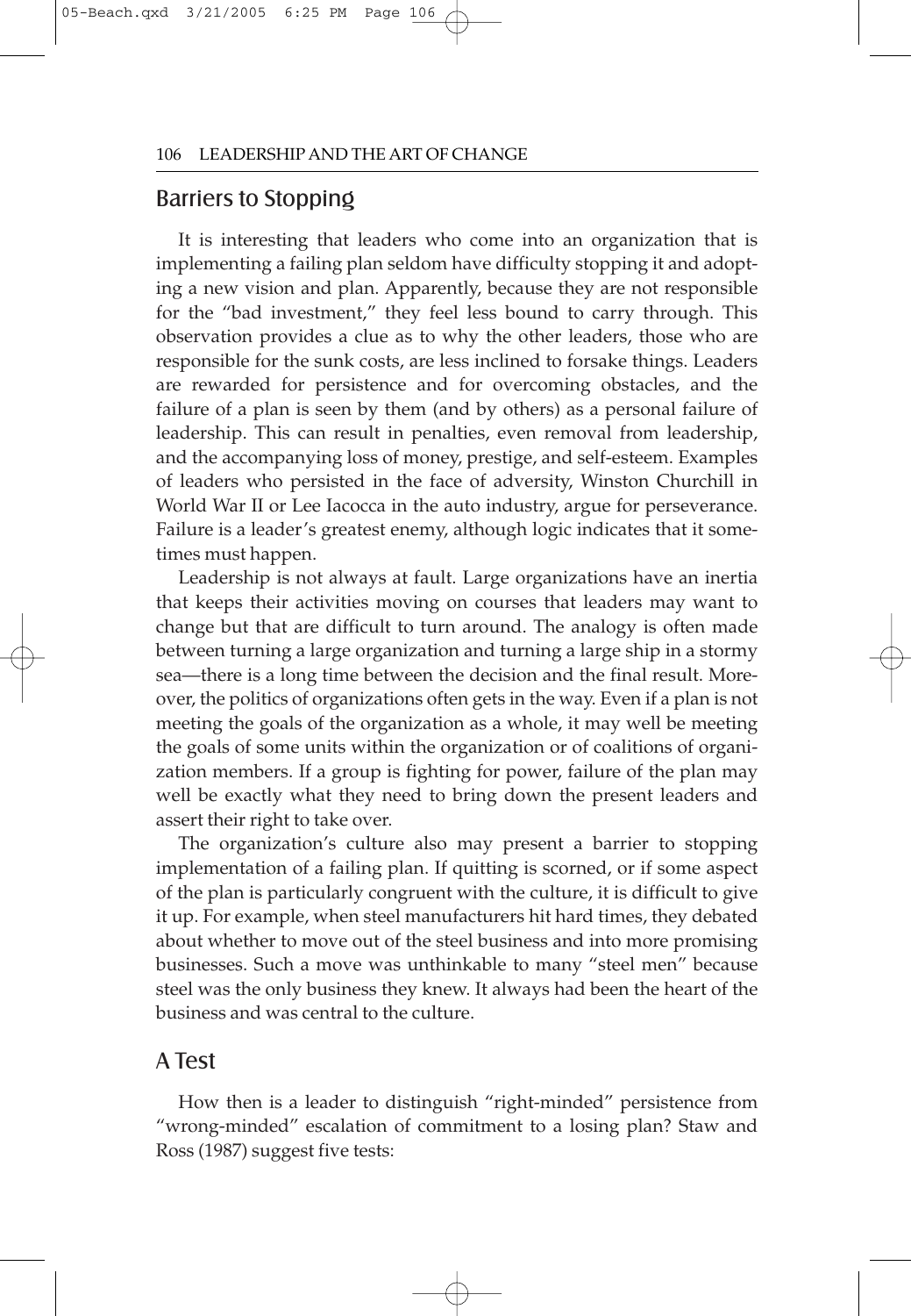## Barriers to Stopping

It is interesting that leaders who come into an organization that is implementing a failing plan seldom have difficulty stopping it and adopting a new vision and plan. Apparently, because they are not responsible for the "bad investment," they feel less bound to carry through. This observation provides a clue as to why the other leaders, those who are responsible for the sunk costs, are less inclined to forsake things. Leaders are rewarded for persistence and for overcoming obstacles, and the failure of a plan is seen by them (and by others) as a personal failure of leadership. This can result in penalties, even removal from leadership, and the accompanying loss of money, prestige, and self-esteem. Examples of leaders who persisted in the face of adversity, Winston Churchill in World War II or Lee Iacocca in the auto industry, argue for perseverance. Failure is a leader's greatest enemy, although logic indicates that it sometimes must happen.

Leadership is not always at fault. Large organizations have an inertia that keeps their activities moving on courses that leaders may want to change but that are difficult to turn around. The analogy is often made between turning a large organization and turning a large ship in a stormy sea—there is a long time between the decision and the final result. Moreover, the politics of organizations often gets in the way. Even if a plan is not meeting the goals of the organization as a whole, it may well be meeting the goals of some units within the organization or of coalitions of organization members. If a group is fighting for power, failure of the plan may well be exactly what they need to bring down the present leaders and assert their right to take over.

The organization's culture also may present a barrier to stopping implementation of a failing plan. If quitting is scorned, or if some aspect of the plan is particularly congruent with the culture, it is difficult to give it up. For example, when steel manufacturers hit hard times, they debated about whether to move out of the steel business and into more promising businesses. Such a move was unthinkable to many "steel men" because steel was the only business they knew. It always had been the heart of the business and was central to the culture.

## A Test

How then is a leader to distinguish "right-minded" persistence from "wrong-minded" escalation of commitment to a losing plan? Staw and Ross (1987) suggest five tests: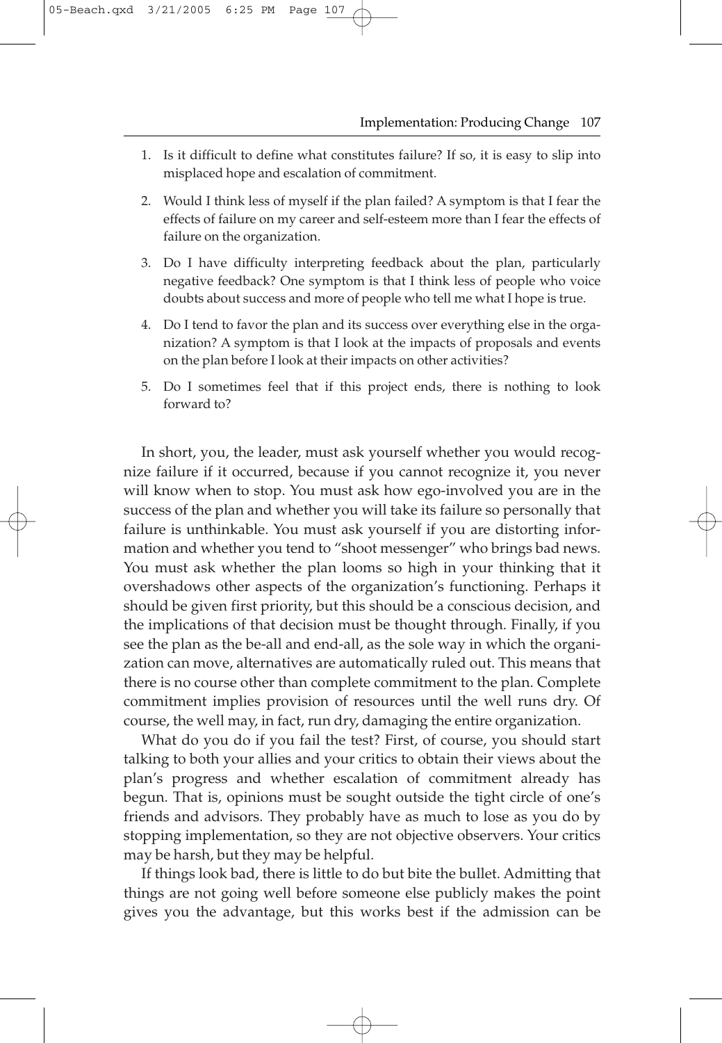1. Is it difficult to define what constitutes failure? If so, it is easy to slip into misplaced hope and escalation of commitment.
2. Would I think less of myself if the plan failed? A symptom is that I fear the effects of failure on my career and self-esteem more than I fear the effects of failure on the organization.
3. Do I have difficulty interpreting feedback about the plan, particularly negative feedback? One symptom is that I think less of people who voice doubts about success and more of people who tell me what I hope is true.
4. Do I tend to favor the plan and its success over everything else in the organization? A symptom is that I look at the impacts of proposals and events on the plan before I look at their impacts on other activities?
5. Do I sometimes feel that if this project ends, there is nothing to look forward to?

In short, you, the leader, must ask yourself whether you would recognize failure if it occurred, because if you cannot recognize it, you never will know when to stop. You must ask how ego-involved you are in the success of the plan and whether you will take its failure so personally that failure is unthinkable. You must ask yourself if you are distorting information and whether you tend to "shoot messenger" who brings bad news. You must ask whether the plan looms so high in your thinking that it overshadows other aspects of the organization's functioning. Perhaps it should be given first priority, but this should be a conscious decision, and the implications of that decision must be thought through. Finally, if you see the plan as the be-all and end-all, as the sole way in which the organization can move, alternatives are automatically ruled out. This means that there is no course other than complete commitment to the plan. Complete commitment implies provision of resources until the well runs dry. Of course, the well may, in fact, run dry, damaging the entire organization.

What do you do if you fail the test? First, of course, you should start talking to both your allies and your critics to obtain their views about the plan's progress and whether escalation of commitment already has begun. That is, opinions must be sought outside the tight circle of one's friends and advisors. They probably have as much to lose as you do by stopping implementation, so they are not objective observers. Your critics may be harsh, but they may be helpful.

If things look bad, there is little to do but bite the bullet. Admitting that things are not going well before someone else publicly makes the point gives you the advantage, but this works best if the admission can be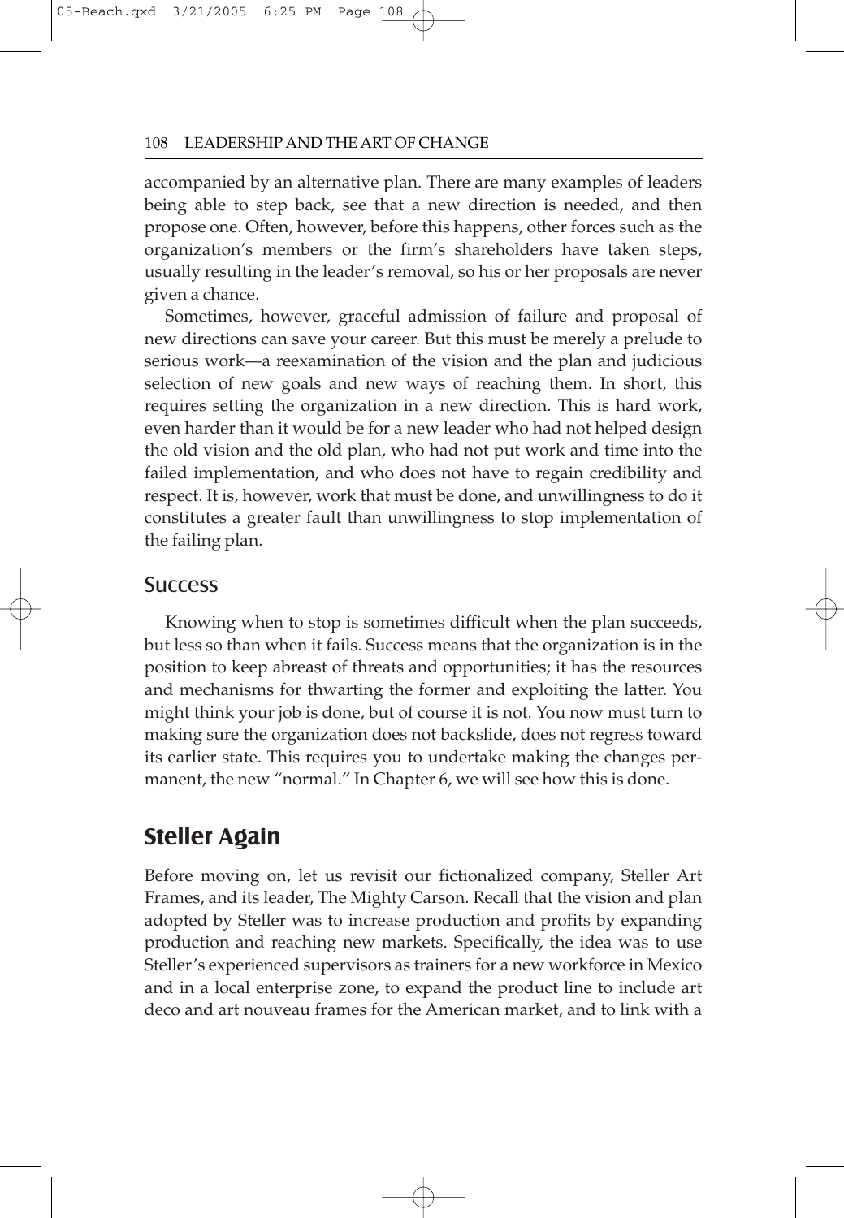accompanied by an alternative plan. There are many examples of leaders being able to step back, see that a new direction is needed, and then propose one. Often, however, before this happens, other forces such as the organization's members or the firm's shareholders have taken steps, usually resulting in the leader's removal, so his or her proposals are never given a chance.

Sometimes, however, graceful admission of failure and proposal of new directions can save your career. But this must be merely a prelude to serious work—a reexamination of the vision and the plan and judicious selection of new goals and new ways of reaching them. In short, this requires setting the organization in a new direction. This is hard work, even harder than it would be for a new leader who had not helped design the old vision and the old plan, who had not put work and time into the failed implementation, and who does not have to regain credibility and respect. It is, however, work that must be done, and unwillingness to do it constitutes a greater fault than unwillingness to stop implementation of the failing plan.

### Success

Knowing when to stop is sometimes difficult when the plan succeeds, but less so than when it fails. Success means that the organization is in the position to keep abreast of threats and opportunities; it has the resources and mechanisms for thwarting the former and exploiting the latter. You might think your job is done, but of course it is not. You now must turn to making sure the organization does not backslide, does not regress toward its earlier state. This requires you to undertake making the changes permanent, the new "normal." In Chapter 6, we will see how this is done.

## Steller Again

Before moving on, let us revisit our fictionalized company, Steller Art Frames, and its leader, The Mighty Carson. Recall that the vision and plan adopted by Steller was to increase production and profits by expanding production and reaching new markets. Specifically, the idea was to use Steller's experienced supervisors as trainers for a new workforce in Mexico and in a local enterprise zone, to expand the product line to include art deco and art nouveau frames for the American market, and to link with a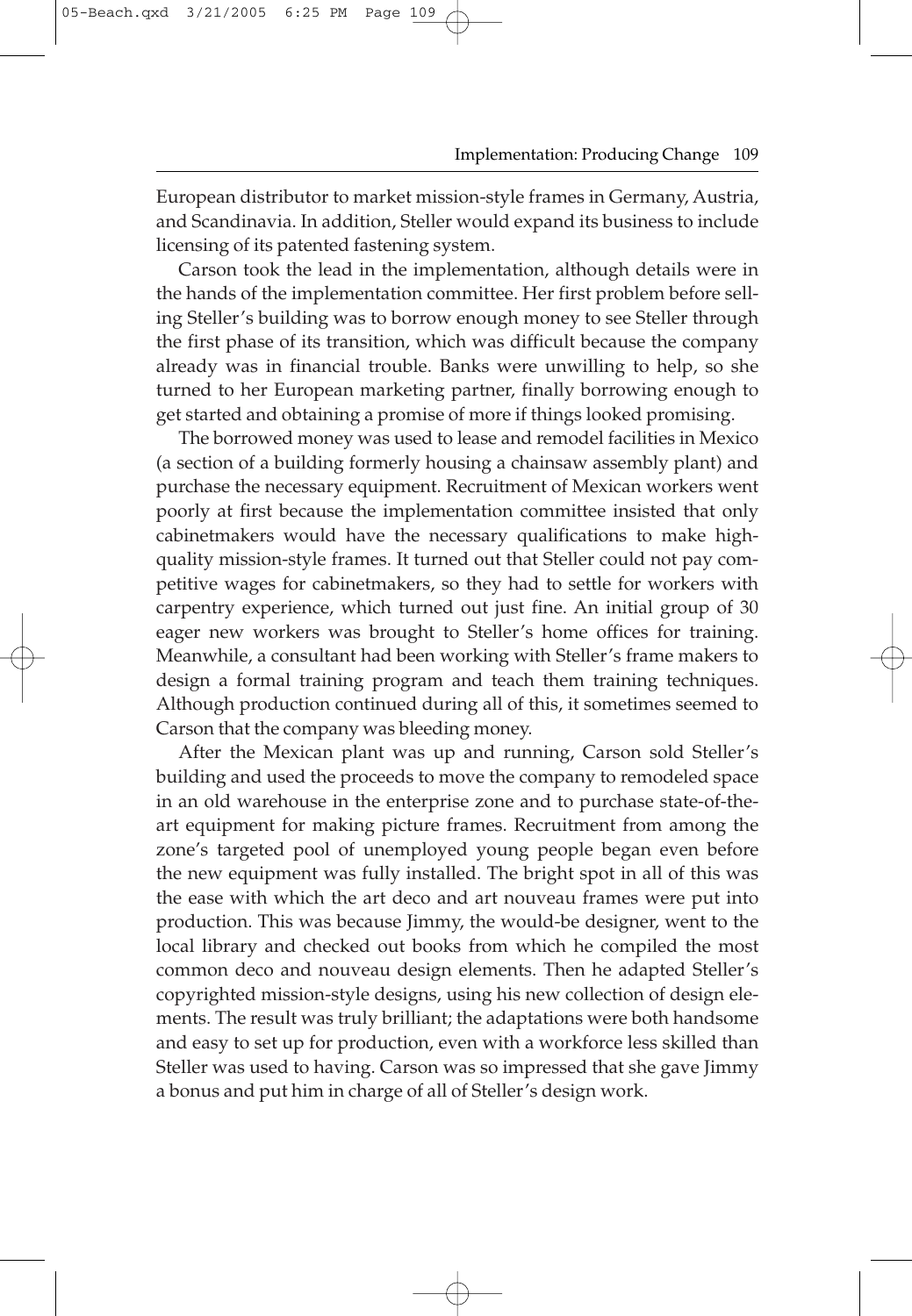European distributor to market mission-style frames in Germany, Austria, and Scandinavia. In addition, Steller would expand its business to include licensing of its patented fastening system.

Carson took the lead in the implementation, although details were in the hands of the implementation committee. Her first problem before selling Steller's building was to borrow enough money to see Steller through the first phase of its transition, which was difficult because the company already was in financial trouble. Banks were unwilling to help, so she turned to her European marketing partner, finally borrowing enough to get started and obtaining a promise of more if things looked promising.

The borrowed money was used to lease and remodel facilities in Mexico (a section of a building formerly housing a chainsaw assembly plant) and purchase the necessary equipment. Recruitment of Mexican workers went poorly at first because the implementation committee insisted that only cabinetmakers would have the necessary qualifications to make high-quality mission-style frames. It turned out that Steller could not pay competitive wages for cabinetmakers, so they had to settle for workers with carpentry experience, which turned out just fine. An initial group of 30 eager new workers was brought to Steller's home offices for training. Meanwhile, a consultant had been working with Steller's frame makers to design a formal training program and teach them training techniques. Although production continued during all of this, it sometimes seemed to Carson that the company was bleeding money.

After the Mexican plant was up and running, Carson sold Steller's building and used the proceeds to move the company to remodeled space in an old warehouse in the enterprise zone and to purchase state-of-the-art equipment for making picture frames. Recruitment from among the zone's targeted pool of unemployed young people began even before the new equipment was fully installed. The bright spot in all of this was the ease with which the art deco and art nouveau frames were put into production. This was because Jimmy, the would-be designer, went to the local library and checked out books from which he compiled the most common deco and nouveau design elements. Then he adapted Steller's copyrighted mission-style designs, using his new collection of design elements. The result was truly brilliant; the adaptations were both handsome and easy to set up for production, even with a workforce less skilled than Steller was used to having. Carson was so impressed that she gave Jimmy a bonus and put him in charge of all of Steller's design work.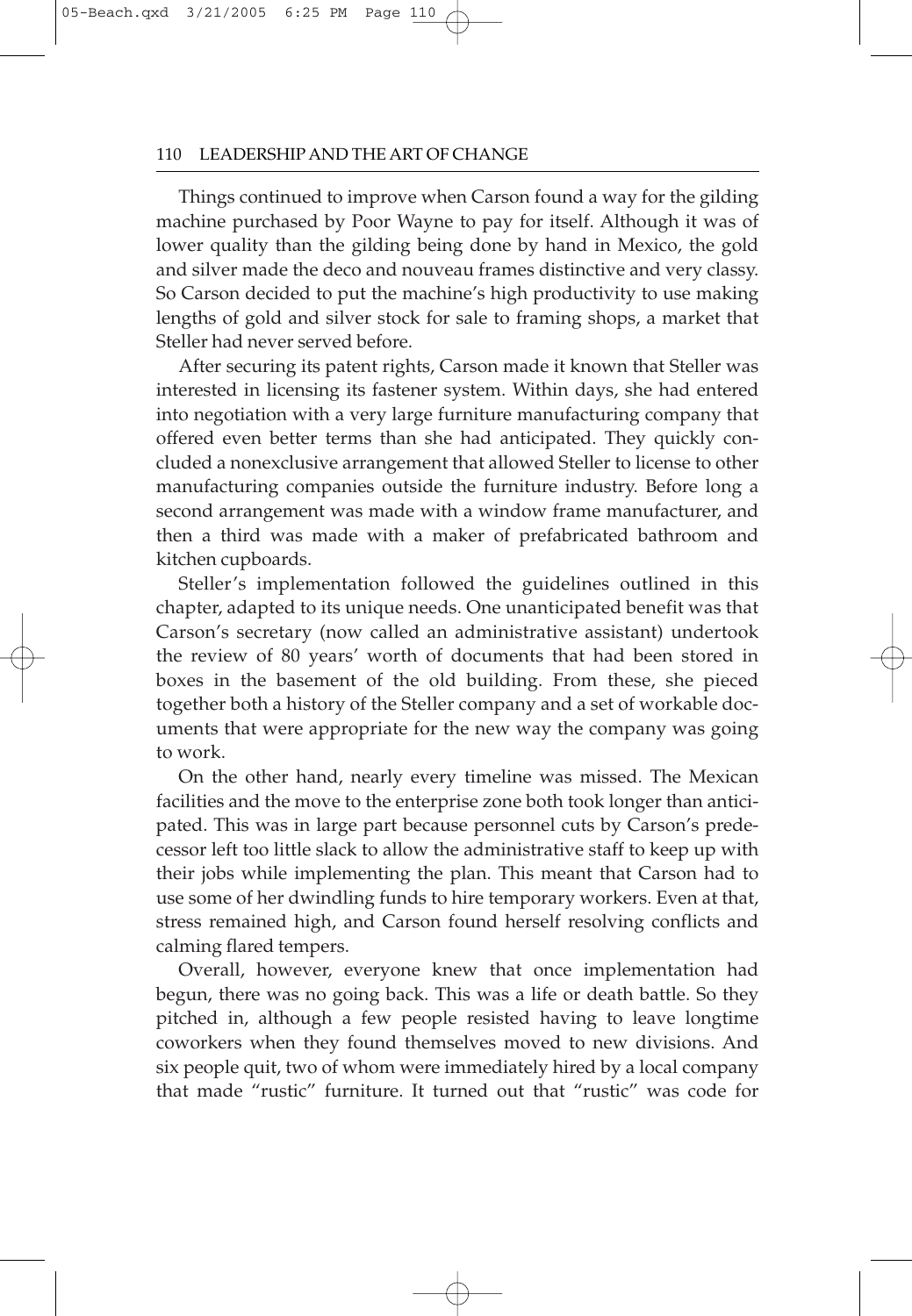Things continued to improve when Carson found a way for the gilding machine purchased by Poor Wayne to pay for itself. Although it was of lower quality than the gilding being done by hand in Mexico, the gold and silver made the deco and nouveau frames distinctive and very classy. So Carson decided to put the machine's high productivity to use making lengths of gold and silver stock for sale to framing shops, a market that Steller had never served before.

After securing its patent rights, Carson made it known that Steller was interested in licensing its fastener system. Within days, she had entered into negotiation with a very large furniture manufacturing company that offered even better terms than she had anticipated. They quickly concluded a nonexclusive arrangement that allowed Steller to license to other manufacturing companies outside the furniture industry. Before long a second arrangement was made with a window frame manufacturer, and then a third was made with a maker of prefabricated bathroom and kitchen cupboards.

Steller's implementation followed the guidelines outlined in this chapter, adapted to its unique needs. One unanticipated benefit was that Carson's secretary (now called an administrative assistant) undertook the review of 80 years' worth of documents that had been stored in boxes in the basement of the old building. From these, she pieced together both a history of the Steller company and a set of workable documents that were appropriate for the new way the company was going to work.

On the other hand, nearly every timeline was missed. The Mexican facilities and the move to the enterprise zone both took longer than anticipated. This was in large part because personnel cuts by Carson's predecessor left too little slack to allow the administrative staff to keep up with their jobs while implementing the plan. This meant that Carson had to use some of her dwindling funds to hire temporary workers. Even at that, stress remained high, and Carson found herself resolving conflicts and calming flared tempers.

Overall, however, everyone knew that once implementation had begun, there was no going back. This was a life or death battle. So they pitched in, although a few people resisted having to leave longtime coworkers when they found themselves moved to new divisions. And six people quit, two of whom were immediately hired by a local company that made "rustic" furniture. It turned out that "rustic" was code for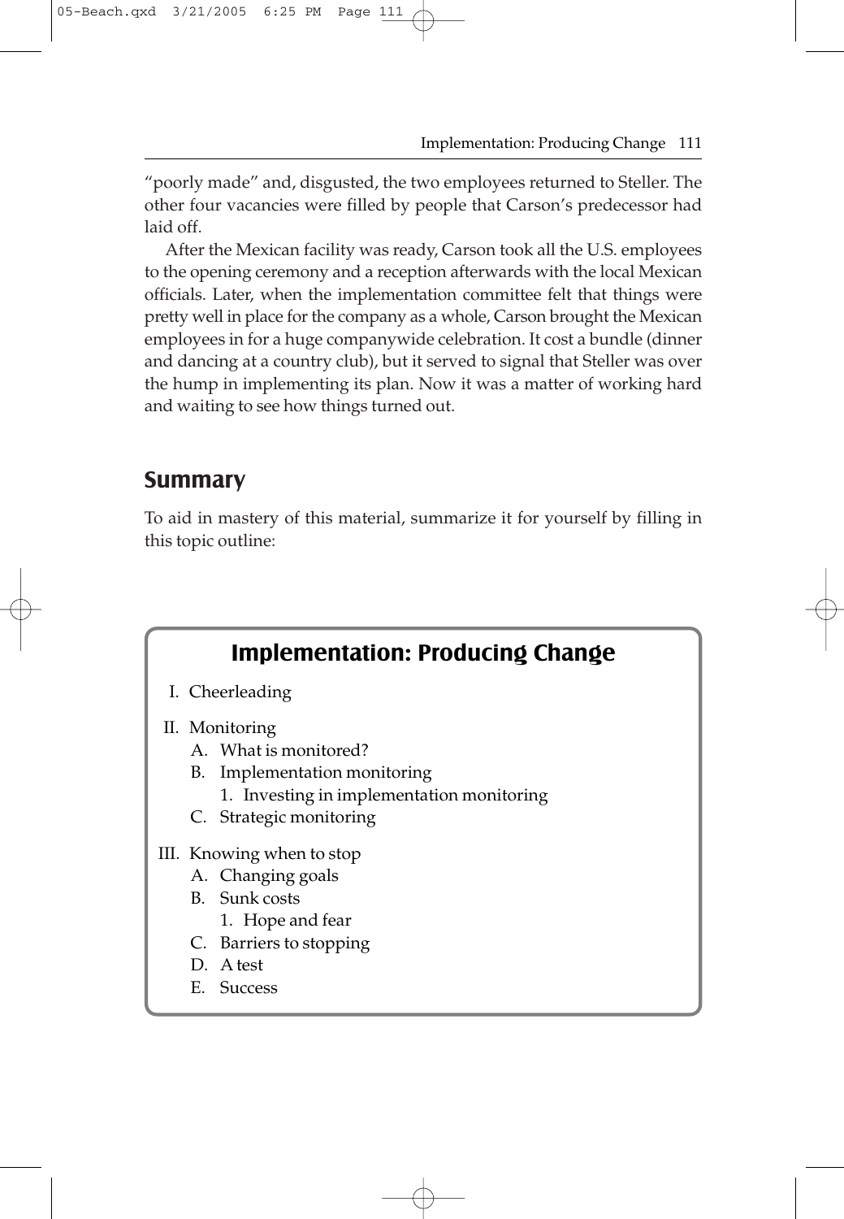"poorly made" and, disgusted, the two employees returned to Steller. The other four vacancies were filled by people that Carson's predecessor had laid off.

After the Mexican facility was ready, Carson took all the U.S. employees to the opening ceremony and a reception afterwards with the local Mexican officials. Later, when the implementation committee felt that things were pretty well in place for the company as a whole, Carson brought the Mexican employees in for a huge companywide celebration. It cost a bundle (dinner and dancing at a country club), but it served to signal that Steller was over the hump in implementing its plan. Now it was a matter of working hard and waiting to see how things turned out.

## Summary

To aid in mastery of this material, summarize it for yourself by filling in this topic outline:

### Implementation: Producing Change

I. Cheerleading

II. Monitoring
   A. What is monitored?
   B. Implementation monitoring
      1. Investing in implementation monitoring
   C. Strategic monitoring

III. Knowing when to stop
   A. Changing goals
   B. Sunk costs
      1. Hope and fear
   C. Barriers to stopping
   D. A test
   E. Success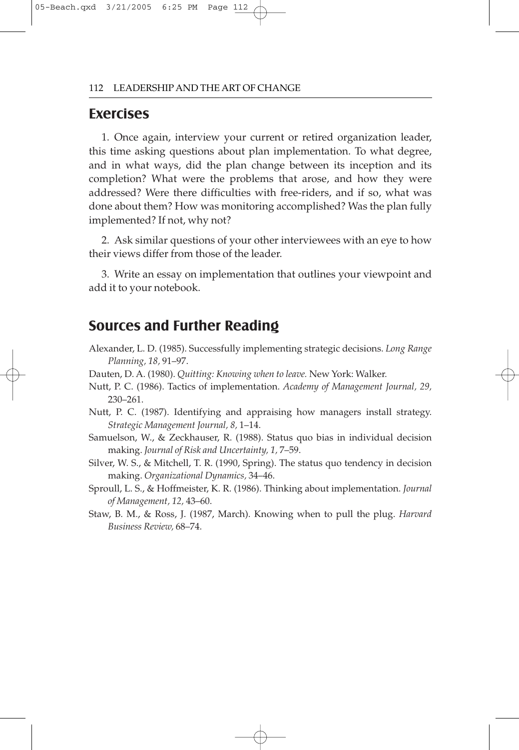## Exercises

1. Once again, interview your current or retired organization leader, this time asking questions about plan implementation. To what degree, and in what ways, did the plan change between its inception and its completion? What were the problems that arose, and how they were addressed? Were there difficulties with free-riders, and if so, what was done about them? How was monitoring accomplished? Was the plan fully implemented? If not, why not?

2. Ask similar questions of your other interviewees with an eye to how their views differ from those of the leader.

3. Write an essay on implementation that outlines your viewpoint and add it to your notebook.

## Sources and Further Reading

Alexander, L. D. (1985). Successfully implementing strategic decisions. *Long Range Planning, 18,* 91–97.

Dauten, D. A. (1980). *Quitting: Knowing when to leave.* New York: Walker.

Nutt, P. C. (1986). Tactics of implementation. *Academy of Management Journal, 29,* 230–261.

Nutt, P. C. (1987). Identifying and appraising how managers install strategy. *Strategic Management Journal, 8,* 1–14.

Samuelson, W., & Zeckhauser, R. (1988). Status quo bias in individual decision making. *Journal of Risk and Uncertainty, 1,* 7–59.

Silver, W. S., & Mitchell, T. R. (1990, Spring). The status quo tendency in decision making. *Organizational Dynamics,* 34–46.

Sproull, L. S., & Hoffmeister, K. R. (1986). Thinking about implementation. *Journal of Management, 12,* 43–60.

Staw, B. M., & Ross, J. (1987, March). Knowing when to pull the plug. *Harvard Business Review,* 68–74.